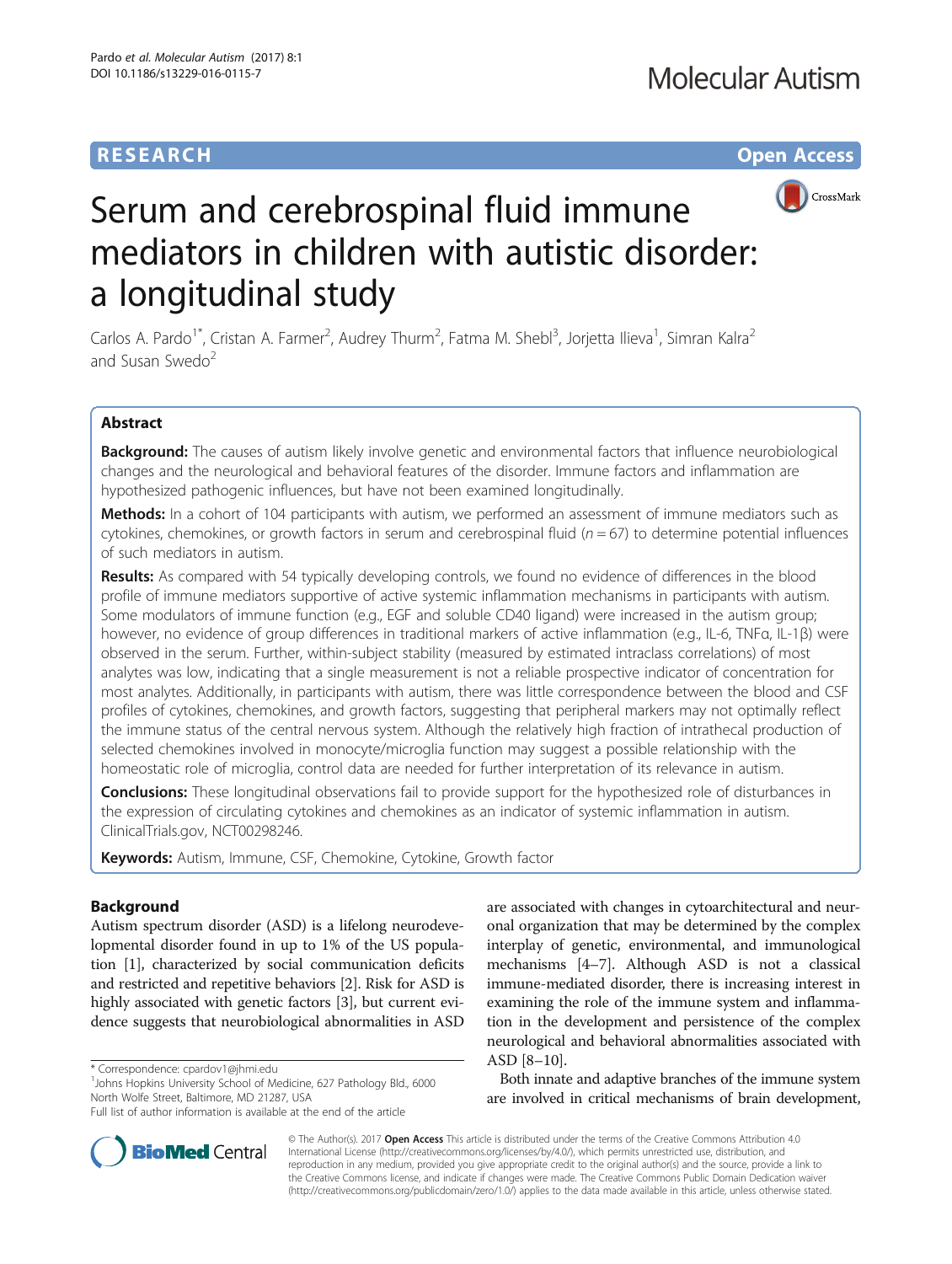RESEARCH Open Access

# Serum and cerebrospinal fluid immune mediators in children with autistic disorder: a longitudinal study

Carlos A. Pardo[1*], Cristan A. Farmer[2], Audrey Thurm[2], Fatma M. Shebl[3], Jorjetta Ilieva[1], Simran Kalra[2] and Susan Swedo[2]

## Abstract

**Background:** The causes of autism likely involve genetic and environmental factors that influence neurobiological changes and the neurological and behavioral features of the disorder. Immune factors and inflammation are hypothesized pathogenic influences, but have not been examined longitudinally.

**Methods:** In a cohort of 104 participants with autism, we performed an assessment of immune mediators such as cytokines, chemokines, or growth factors in serum and cerebrospinal fluid ($n = 67$) to determine potential influences of such mediators in autism.

**Results:** As compared with 54 typically developing controls, we found no evidence of differences in the blood profile of immune mediators supportive of active systemic inflammation mechanisms in participants with autism. Some modulators of immune function (e.g., EGF and soluble CD40 ligand) were increased in the autism group; however, no evidence of group differences in traditional markers of active inflammation (e.g., IL-6, TNFα, IL-1β) were observed in the serum. Further, within-subject stability (measured by estimated intraclass correlations) of most analytes was low, indicating that a single measurement is not a reliable prospective indicator of concentration for most analytes. Additionally, in participants with autism, there was little correspondence between the blood and CSF profiles of cytokines, chemokines, and growth factors, suggesting that peripheral markers may not optimally reflect the immune status of the central nervous system. Although the relatively high fraction of intrathecal production of selected chemokines involved in monocyte/microglia function may suggest a possible relationship with the homeostatic role of microglia, control data are needed for further interpretation of its relevance in autism.

**Conclusions:** These longitudinal observations fail to provide support for the hypothesized role of disturbances in the expression of circulating cytokines and chemokines as an indicator of systemic inflammation in autism. ClinicalTrials.gov, NCT00298246.

**Keywords:** Autism, Immune, CSF, Chemokine, Cytokine, Growth factor

## Background

Autism spectrum disorder (ASD) is a lifelong neurodevelopmental disorder found in up to 1% of the US population [1], characterized by social communication deficits and restricted and repetitive behaviors [2]. Risk for ASD is highly associated with genetic factors [3], but current evidence suggests that neurobiological abnormalities in ASD are associated with changes in cytoarchitectural and neuronal organization that may be determined by the complex interplay of genetic, environmental, and immunological mechanisms [4–7]. Although ASD is not a classical immune-mediated disorder, there is increasing interest in examining the role of the immune system and inflammation in the development and persistence of the complex neurological and behavioral abnormalities associated with ASD [8–10].

Both innate and adaptive branches of the immune system are involved in critical mechanisms of brain development,

\* Correspondence: cpardov1@jhmi.edu
[1]Johns Hopkins University School of Medicine, 627 Pathology Bld., 6000 North Wolfe Street, Baltimore, MD 21287, USA
Full list of author information is available at the end of the article

© The Author(s). 2017 **Open Access** This article is distributed under the terms of the Creative Commons Attribution 4.0 International License (http://creativecommons.org/licenses/by/4.0/), which permits unrestricted use, distribution, and reproduction in any medium, provided you give appropriate credit to the original author(s) and the source, provide a link to the Creative Commons license, and indicate if changes were made. The Creative Commons Public Domain Dedication waiver (http://creativecommons.org/publicdomain/zero/1.0/) applies to the data made available in this article, unless otherwise stated.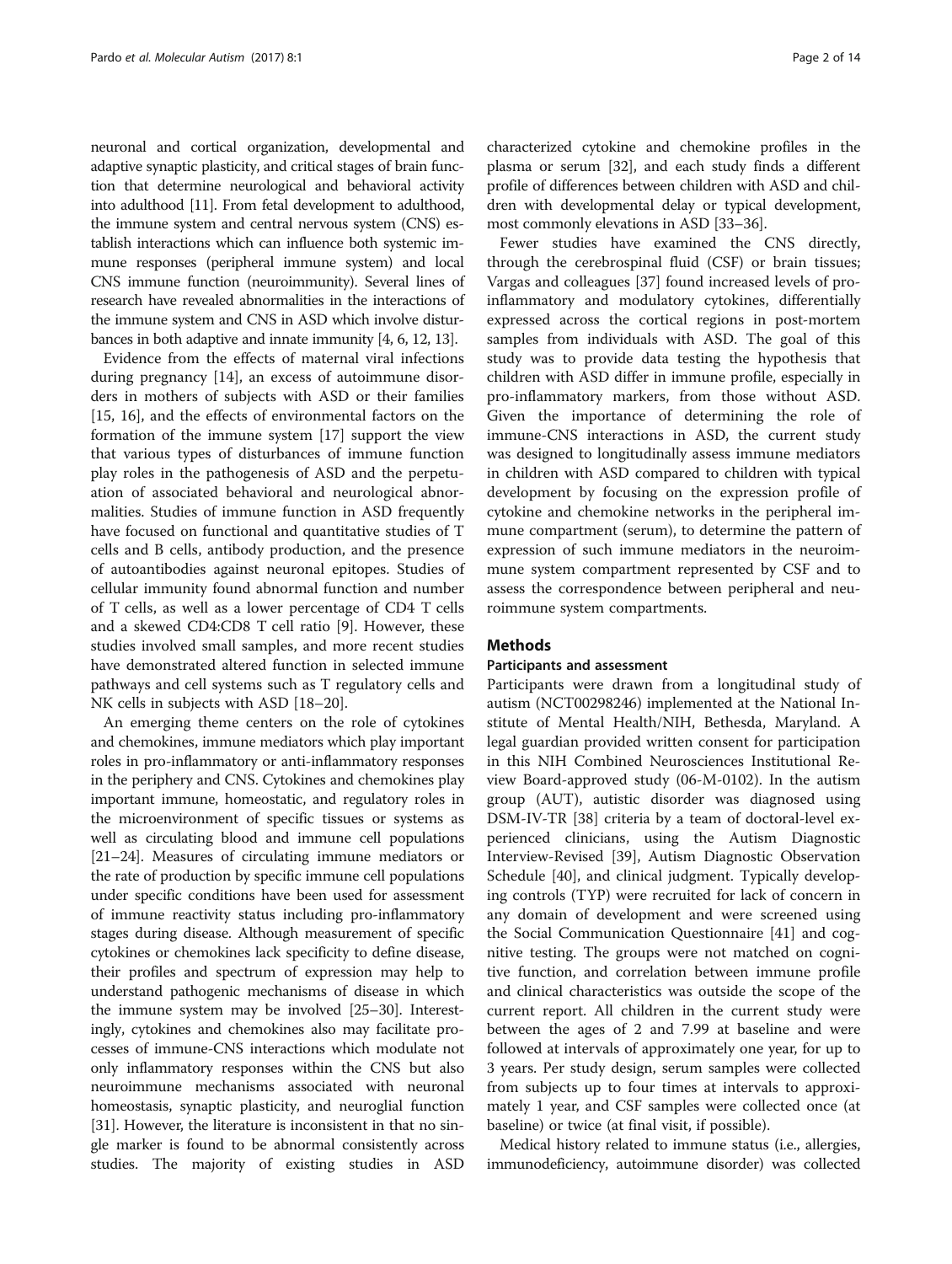neuronal and cortical organization, developmental and adaptive synaptic plasticity, and critical stages of brain function that determine neurological and behavioral activity into adulthood [11]. From fetal development to adulthood, the immune system and central nervous system (CNS) establish interactions which can influence both systemic immune responses (peripheral immune system) and local CNS immune function (neuroimmunity). Several lines of research have revealed abnormalities in the interactions of the immune system and CNS in ASD which involve disturbances in both adaptive and innate immunity [4, 6, 12, 13].

Evidence from the effects of maternal viral infections during pregnancy [14], an excess of autoimmune disorders in mothers of subjects with ASD or their families [15, 16], and the effects of environmental factors on the formation of the immune system [17] support the view that various types of disturbances of immune function play roles in the pathogenesis of ASD and the perpetuation of associated behavioral and neurological abnormalities. Studies of immune function in ASD frequently have focused on functional and quantitative studies of T cells and B cells, antibody production, and the presence of autoantibodies against neuronal epitopes. Studies of cellular immunity found abnormal function and number of T cells, as well as a lower percentage of CD4 T cells and a skewed CD4:CD8 T cell ratio [9]. However, these studies involved small samples, and more recent studies have demonstrated altered function in selected immune pathways and cell systems such as T regulatory cells and NK cells in subjects with ASD [18–20].

An emerging theme centers on the role of cytokines and chemokines, immune mediators which play important roles in pro-inflammatory or anti-inflammatory responses in the periphery and CNS. Cytokines and chemokines play important immune, homeostatic, and regulatory roles in the microenvironment of specific tissues or systems as well as circulating blood and immune cell populations [21–24]. Measures of circulating immune mediators or the rate of production by specific immune cell populations under specific conditions have been used for assessment of immune reactivity status including pro-inflammatory stages during disease. Although measurement of specific cytokines or chemokines lack specificity to define disease, their profiles and spectrum of expression may help to understand pathogenic mechanisms of disease in which the immune system may be involved [25–30]. Interestingly, cytokines and chemokines also may facilitate processes of immune-CNS interactions which modulate not only inflammatory responses within the CNS but also neuroimmune mechanisms associated with neuronal homeostasis, synaptic plasticity, and neuroglial function [31]. However, the literature is inconsistent in that no single marker is found to be abnormal consistently across studies. The majority of existing studies in ASD characterized cytokine and chemokine profiles in the plasma or serum [32], and each study finds a different profile of differences between children with ASD and children with developmental delay or typical development, most commonly elevations in ASD [33–36].

Fewer studies have examined the CNS directly, through the cerebrospinal fluid (CSF) or brain tissues; Vargas and colleagues [37] found increased levels of pro-inflammatory and modulatory cytokines, differentially expressed across the cortical regions in post-mortem samples from individuals with ASD. The goal of this study was to provide data testing the hypothesis that children with ASD differ in immune profile, especially in pro-inflammatory markers, from those without ASD. Given the importance of determining the role of immune-CNS interactions in ASD, the current study was designed to longitudinally assess immune mediators in children with ASD compared to children with typical development by focusing on the expression profile of cytokine and chemokine networks in the peripheral immune compartment (serum), to determine the pattern of expression of such immune mediators in the neuroimmune system compartment represented by CSF and to assess the correspondence between peripheral and neuroimmune system compartments.

## Methods

### Participants and assessment

Participants were drawn from a longitudinal study of autism (NCT00298246) implemented at the National Institute of Mental Health/NIH, Bethesda, Maryland. A legal guardian provided written consent for participation in this NIH Combined Neurosciences Institutional Review Board-approved study (06-M-0102). In the autism group (AUT), autistic disorder was diagnosed using DSM-IV-TR [38] criteria by a team of doctoral-level experienced clinicians, using the Autism Diagnostic Interview-Revised [39], Autism Diagnostic Observation Schedule [40], and clinical judgment. Typically developing controls (TYP) were recruited for lack of concern in any domain of development and were screened using the Social Communication Questionnaire [41] and cognitive testing. The groups were not matched on cognitive function, and correlation between immune profile and clinical characteristics was outside the scope of the current report. All children in the current study were between the ages of 2 and 7.99 at baseline and were followed at intervals of approximately one year, for up to 3 years. Per study design, serum samples were collected from subjects up to four times at intervals to approximately 1 year, and CSF samples were collected once (at baseline) or twice (at final visit, if possible).

Medical history related to immune status (i.e., allergies, immunodeficiency, autoimmune disorder) was collected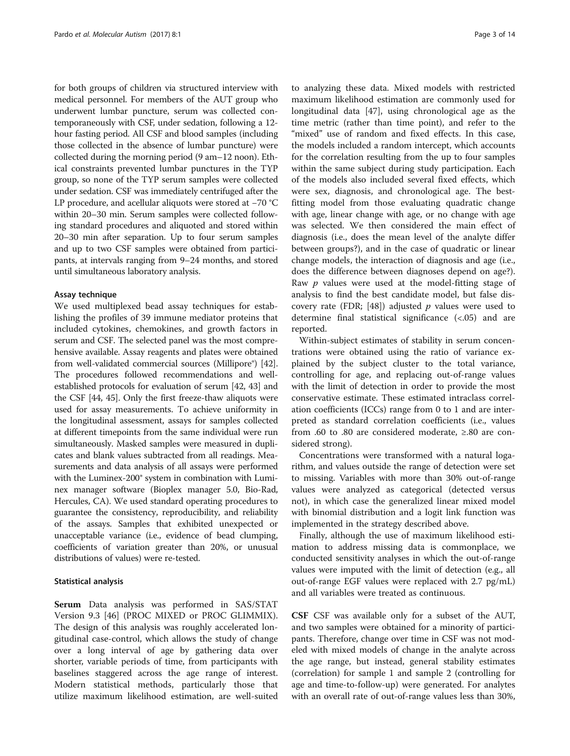for both groups of children via structured interview with medical personnel. For members of the AUT group who underwent lumbar puncture, serum was collected contemporaneously with CSF, under sedation, following a 12-hour fasting period. All CSF and blood samples (including those collected in the absence of lumbar puncture) were collected during the morning period (9 am–12 noon). Ethical constraints prevented lumbar punctures in the TYP group, so none of the TYP serum samples were collected under sedation. CSF was immediately centrifuged after the LP procedure, and acellular aliquots were stored at −70 °C within 20–30 min. Serum samples were collected following standard procedures and aliquoted and stored within 20–30 min after separation. Up to four serum samples and up to two CSF samples were obtained from participants, at intervals ranging from 9–24 months, and stored until simultaneous laboratory analysis.

### Assay technique

We used multiplexed bead assay techniques for establishing the profiles of 39 immune mediator proteins that included cytokines, chemokines, and growth factors in serum and CSF. The selected panel was the most comprehensive available. Assay reagents and plates were obtained from well-validated commercial sources (Millipore®) [42]. The procedures followed recommendations and well-established protocols for evaluation of serum [42, 43] and the CSF [44, 45]. Only the first freeze-thaw aliquots were used for assay measurements. To achieve uniformity in the longitudinal assessment, assays for samples collected at different timepoints from the same individual were run simultaneously. Masked samples were measured in duplicates and blank values subtracted from all readings. Measurements and data analysis of all assays were performed with the Luminex-200® system in combination with Luminex manager software (Bioplex manager 5.0, Bio-Rad, Hercules, CA). We used standard operating procedures to guarantee the consistency, reproducibility, and reliability of the assays. Samples that exhibited unexpected or unacceptable variance (i.e., evidence of bead clumping, coefficients of variation greater than 20%, or unusual distributions of values) were re-tested.

### Statistical analysis

**Serum** Data analysis was performed in SAS/STAT Version 9.3 [46] (PROC MIXED or PROC GLIMMIX). The design of this analysis was roughly accelerated longitudinal case-control, which allows the study of change over a long interval of age by gathering data over shorter, variable periods of time, from participants with baselines staggered across the age range of interest. Modern statistical methods, particularly those that utilize maximum likelihood estimation, are well-suited to analyzing these data. Mixed models with restricted maximum likelihood estimation are commonly used for longitudinal data [47], using chronological age as the time metric (rather than time point), and refer to the "mixed" use of random and fixed effects. In this case, the models included a random intercept, which accounts for the correlation resulting from the up to four samples within the same subject during study participation. Each of the models also included several fixed effects, which were sex, diagnosis, and chronological age. The best-fitting model from those evaluating quadratic change with age, linear change with age, or no change with age was selected. We then considered the main effect of diagnosis (i.e., does the mean level of the analyte differ between groups?), and in the case of quadratic or linear change models, the interaction of diagnosis and age (i.e., does the difference between diagnoses depend on age?). Raw *p* values were used at the model-fitting stage of analysis to find the best candidate model, but false discovery rate (FDR; [48]) adjusted *p* values were used to determine final statistical significance (<.05) and are reported.

Within-subject estimates of stability in serum concentrations were obtained using the ratio of variance explained by the subject cluster to the total variance, controlling for age, and replacing out-of-range values with the limit of detection in order to provide the most conservative estimate. These estimated intraclass correlation coefficients (ICCs) range from 0 to 1 and are interpreted as standard correlation coefficients (i.e., values from .60 to .80 are considered moderate, ≥.80 are considered strong).

Concentrations were transformed with a natural logarithm, and values outside the range of detection were set to missing. Variables with more than 30% out-of-range values were analyzed as categorical (detected versus not), in which case the generalized linear mixed model with binomial distribution and a logit link function was implemented in the strategy described above.

Finally, although the use of maximum likelihood estimation to address missing data is commonplace, we conducted sensitivity analyses in which the out-of-range values were imputed with the limit of detection (e.g., all out-of-range EGF values were replaced with 2.7 pg/mL) and all variables were treated as continuous.

**CSF** CSF was available only for a subset of the AUT, and two samples were obtained for a minority of participants. Therefore, change over time in CSF was not modeled with mixed models of change in the analyte across the age range, but instead, general stability estimates (correlation) for sample 1 and sample 2 (controlling for age and time-to-follow-up) were generated. For analytes with an overall rate of out-of-range values less than 30%,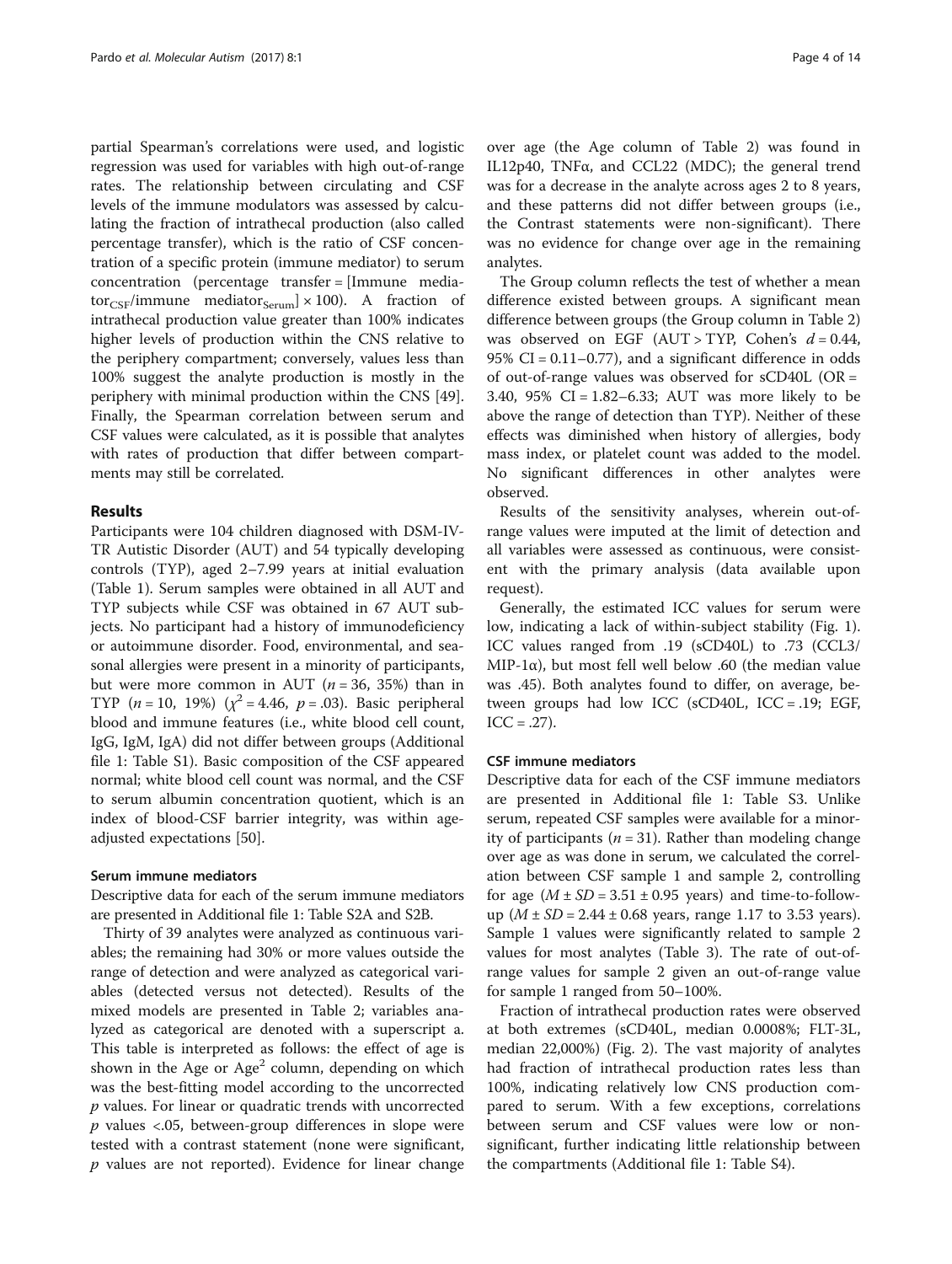partial Spearman's correlations were used, and logistic regression was used for variables with high out-of-range rates. The relationship between circulating and CSF levels of the immune modulators was assessed by calculating the fraction of intrathecal production (also called percentage transfer), which is the ratio of CSF concentration of a specific protein (immune mediator) to serum concentration (percentage transfer = [Immune mediator$_{CSF}$/immune mediator$_{Serum}$] × 100). A fraction of intrathecal production value greater than 100% indicates higher levels of production within the CNS relative to the periphery compartment; conversely, values less than 100% suggest the analyte production is mostly in the periphery with minimal production within the CNS [49]. Finally, the Spearman correlation between serum and CSF values were calculated, as it is possible that analytes with rates of production that differ between compartments may still be correlated.

## Results

Participants were 104 children diagnosed with DSM-IV-TR Autistic Disorder (AUT) and 54 typically developing controls (TYP), aged 2–7.99 years at initial evaluation (Table 1). Serum samples were obtained in all AUT and TYP subjects while CSF was obtained in 67 AUT subjects. No participant had a history of immunodeficiency or autoimmune disorder. Food, environmental, and seasonal allergies were present in a minority of participants, but were more common in AUT ($n = 36$, 35%) than in TYP ($n = 10$, 19%) ($\chi^2 = 4.46$, $p = .03$). Basic peripheral blood and immune features (i.e., white blood cell count, IgG, IgM, IgA) did not differ between groups (Additional file 1: Table S1). Basic composition of the CSF appeared normal; white blood cell count was normal, and the CSF to serum albumin concentration quotient, which is an index of blood-CSF barrier integrity, was within age-adjusted expectations [50].

### Serum immune mediators

Descriptive data for each of the serum immune mediators are presented in Additional file 1: Table S2A and S2B.

Thirty of 39 analytes were analyzed as continuous variables; the remaining had 30% or more values outside the range of detection and were analyzed as categorical variables (detected versus not detected). Results of the mixed models are presented in Table 2; variables analyzed as categorical are denoted with a superscript a. This table is interpreted as follows: the effect of age is shown in the Age or Age$^2$ column, depending on which was the best-fitting model according to the uncorrected $p$ values. For linear or quadratic trends with uncorrected $p$ values <.05, between-group differences in slope were tested with a contrast statement (none were significant, $p$ values are not reported). Evidence for linear change over age (the Age column of Table 2) was found in IL12p40, TNFα, and CCL22 (MDC); the general trend was for a decrease in the analyte across ages 2 to 8 years, and these patterns did not differ between groups (i.e., the Contrast statements were non-significant). There was no evidence for change over age in the remaining analytes.

The Group column reflects the test of whether a mean difference existed between groups. A significant mean difference between groups (the Group column in Table 2) was observed on EGF (AUT > TYP, Cohen's $d = 0.44$, 95% CI = 0.11–0.77), and a significant difference in odds of out-of-range values was observed for sCD40L (OR = 3.40, 95% CI = 1.82–6.33; AUT was more likely to be above the range of detection than TYP). Neither of these effects was diminished when history of allergies, body mass index, or platelet count was added to the model. No significant differences in other analytes were observed.

Results of the sensitivity analyses, wherein out-of-range values were imputed at the limit of detection and all variables were assessed as continuous, were consistent with the primary analysis (data available upon request).

Generally, the estimated ICC values for serum were low, indicating a lack of within-subject stability (Fig. 1). ICC values ranged from .19 (sCD40L) to .73 (CCL3/MIP-1α), but most fell well below .60 (the median value was .45). Both analytes found to differ, on average, between groups had low ICC (sCD40L, ICC = .19; EGF, ICC = .27).

### CSF immune mediators

Descriptive data for each of the CSF immune mediators are presented in Additional file 1: Table S3. Unlike serum, repeated CSF samples were available for a minority of participants ($n = 31$). Rather than modeling change over age as was done in serum, we calculated the correlation between CSF sample 1 and sample 2, controlling for age ($M \pm SD = 3.51 \pm 0.95$ years) and time-to-follow-up ($M \pm SD = 2.44 \pm 0.68$ years, range 1.17 to 3.53 years). Sample 1 values were significantly related to sample 2 values for most analytes (Table 3). The rate of out-of-range values for sample 2 given an out-of-range value for sample 1 ranged from 50–100%.

Fraction of intrathecal production rates were observed at both extremes (sCD40L, median 0.0008%; FLT-3L, median 22,000%) (Fig. 2). The vast majority of analytes had fraction of intrathecal production rates less than 100%, indicating relatively low CNS production compared to serum. With a few exceptions, correlations between serum and CSF values were low or non-significant, further indicating little relationship between the compartments (Additional file 1: Table S4).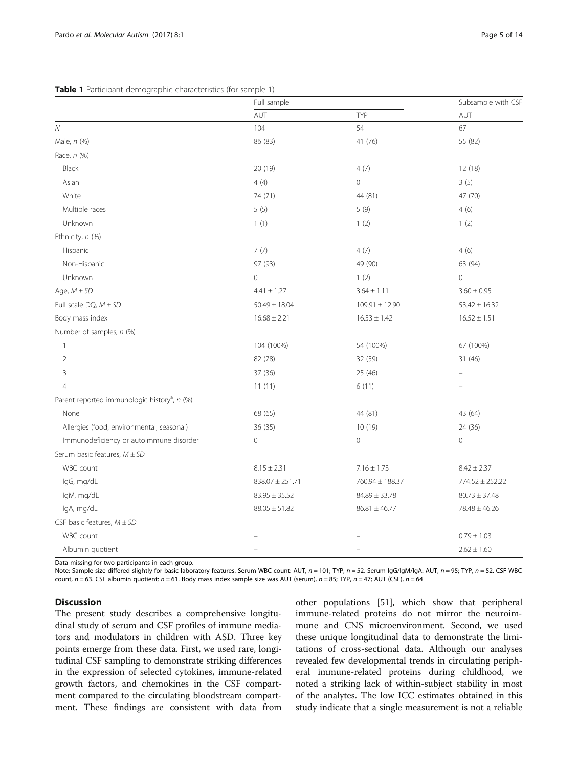**Table 1** Participant demographic characteristics (for sample 1)

| | Full sample | | Subsample with CSF |
|---|---|---|---|
| | AUT | TYP | AUT |
| *N* | 104 | 54 | 67 |
| Male, *n* (%) | 86 (83) | 41 (76) | 55 (82) |
| Race, *n* (%) | | | |
| Black | 20 (19) | 4 (7) | 12 (18) |
| Asian | 4 (4) | 0 | 3 (5) |
| White | 74 (71) | 44 (81) | 47 (70) |
| Multiple races | 5 (5) | 5 (9) | 4 (6) |
| Unknown | 1 (1) | 1 (2) | 1 (2) |
| Ethnicity, *n* (%) | | | |
| Hispanic | 7 (7) | 4 (7) | 4 (6) |
| Non-Hispanic | 97 (93) | 49 (90) | 63 (94) |
| Unknown | 0 | 1 (2) | 0 |
| Age, *M* ± *SD* | 4.41 ± 1.27 | 3.64 ± 1.11 | 3.60 ± 0.95 |
| Full scale DQ, *M* ± *SD* | 50.49 ± 18.04 | 109.91 ± 12.90 | 53.42 ± 16.32 |
| Body mass index | 16.68 ± 2.21 | 16.53 ± 1.42 | 16.52 ± 1.51 |
| Number of samples, *n* (%) | | | |
| 1 | 104 (100%) | 54 (100%) | 67 (100%) |
| 2 | 82 (78) | 32 (59) | 31 (46) |
| 3 | 37 (36) | 25 (46) | – |
| 4 | 11 (11) | 6 (11) | – |
| Parent reported immunologic history[a], *n* (%) | | | |
| None | 68 (65) | 44 (81) | 43 (64) |
| Allergies (food, environmental, seasonal) | 36 (35) | 10 (19) | 24 (36) |
| Immunodeficiency or autoimmune disorder | 0 | 0 | 0 |
| Serum basic features, *M* ± *SD* | | | |
| WBC count | 8.15 ± 2.31 | 7.16 ± 1.73 | 8.42 ± 2.37 |
| IgG, mg/dL | 838.07 ± 251.71 | 760.94 ± 188.37 | 774.52 ± 252.22 |
| IgM, mg/dL | 83.95 ± 35.52 | 84.89 ± 33.78 | 80.73 ± 37.48 |
| IgA, mg/dL | 88.05 ± 51.82 | 86.81 ± 46.77 | 78.48 ± 46.26 |
| CSF basic features, *M* ± *SD* | | | |
| WBC count | – | – | 0.79 ± 1.03 |
| Albumin quotient | – | – | 2.62 ± 1.60 |

Data missing for two participants in each group.

Note: Sample size differed slightly for basic laboratory features. Serum WBC count: AUT, $n = 101$; TYP, $n = 52$. Serum IgG/IgM/IgA: AUT, $n = 95$; TYP, $n = 52$. CSF WBC count, $n = 63$. CSF albumin quotient: $n = 61$. Body mass index sample size was AUT (serum), $n = 85$; TYP, $n = 47$; AUT (CSF), $n = 64$

## Discussion

The present study describes a comprehensive longitudinal study of serum and CSF profiles of immune mediators and modulators in children with ASD. Three key points emerge from these data. First, we used rare, longitudinal CSF sampling to demonstrate striking differences in the expression of selected cytokines, immune-related growth factors, and chemokines in the CSF compartment compared to the circulating bloodstream compartment. These findings are consistent with data from other populations [51], which show that peripheral immune-related proteins do not mirror the neuroimmune and CNS microenvironment. Second, we used these unique longitudinal data to demonstrate the limitations of cross-sectional data. Although our analyses revealed few developmental trends in circulating peripheral immune-related proteins during childhood, we noted a striking lack of within-subject stability in most of the analytes. The low ICC estimates obtained in this study indicate that a single measurement is not a reliable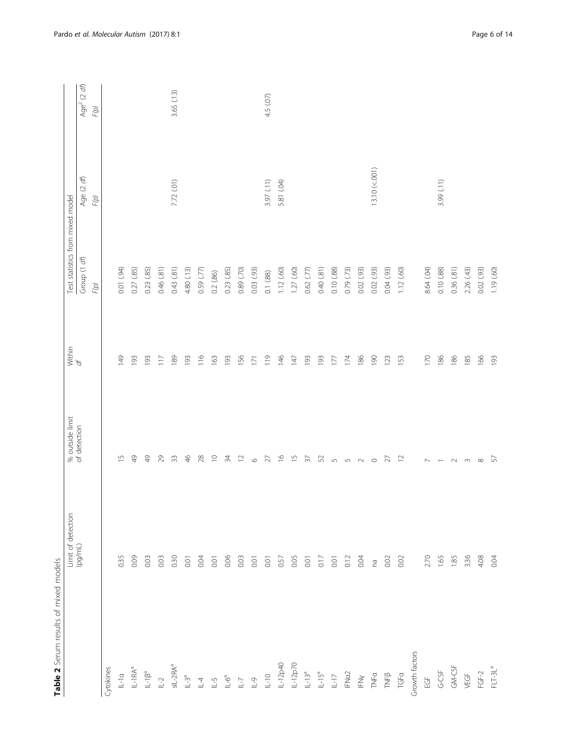**Table 2** Serum results of mixed models

| | Limit of detection (pg/mL) | % outside limit of detection | Within *df* | Test statistics from mixed model | | |
|---|---|---|---|---|---|---|
| | | | | Group (1 *df*) | Age (2 *df*) | Age[2] (2 *df*) |
| | | | | *F*(*p*) | *F*(*p*) | *F*(*p*) |
| Cytokines | | | | | | |
| IL-1α | 0.35 | 15 | 149 | 0.01 (.94) | | |
| IL-1RA[a] | 0.09 | 49 | 193 | 0.27 (.85) | | |
| IL-1β[a] | 0.03 | 49 | 193 | 0.23 (.85) | | |
| IL-2 | 0.03 | 29 | 117 | 0.46 (.81) | | |
| sIL-2RA[a] | 0.30 | 33 | 189 | 0.43 (.81) | 7.72 (.01) | 3.65 (.13) |
| IL-3[a] | 0.01 | 46 | 193 | 4.80 (.13) | | |
| IL-4 | 0.04 | 28 | 116 | 0.59 (.77) | | |
| IL-5 | 0.01 | 10 | 163 | 0.2 (.86) | | |
| IL-6[a] | 0.06 | 34 | 193 | 0.23 (.85) | | |
| IL-7 | 0.03 | 12 | 156 | 0.89 (.70) | | |
| IL-9 | 0.01 | 6 | 171 | 0.03 (.93) | | |
| IL-10 | 0.01 | 27 | 119 | 0.1 (.88) | 3.97 (.11) | 4.5 (.07) |
| IL-12p40 | 0.57 | 16 | 146 | 1.12 (.60) | 5.81 (.04) | |
| IL-12p70 | 0.05 | 15 | 147 | 1.27 (.60) | | |
| IL-13[a] | 0.01 | 37 | 193 | 0.62 (.77) | | |
| IL-15[a] | 0.17 | 52 | 193 | 0.40 (.81) | | |
| IL-17 | 0.01 | 5 | 177 | 0.10 (.88) | | |
| IFNα2 | 0.12 | 5 | 174 | 0.79 (.73) | | |
| IFNγ | 0.04 | 2 | 186 | 0.02 (.93) | | |
| TNFα | na | 0 | 190 | 0.02 (.93) | 13.10 (<.001) | |
| TNFβ | 0.02 | 27 | 123 | 0.04 (.93) | | |
| TGFα | 0.02 | 12 | 153 | 1.12 (.60) | | |
| Growth factors | | | | | | |
| EGF | 2.70 | 7 | 170 | 8.64 (.04) | | |
| G-CSF | 1.65 | 1 | 186 | 0.10 (.88) | 3.99 (.11) | |
| GM-CSF | 1.85 | 2 | 186 | 0.36 (.81) | | |
| VEGF | 3.36 | 3 | 185 | 2.26 (.43) | | |
| FGF-2 | 4.08 | 8 | 166 | 0.02 (.93) | | |
| FLT-3L[a] | 0.04 | 57 | 193 | 1.19 (.60) | | |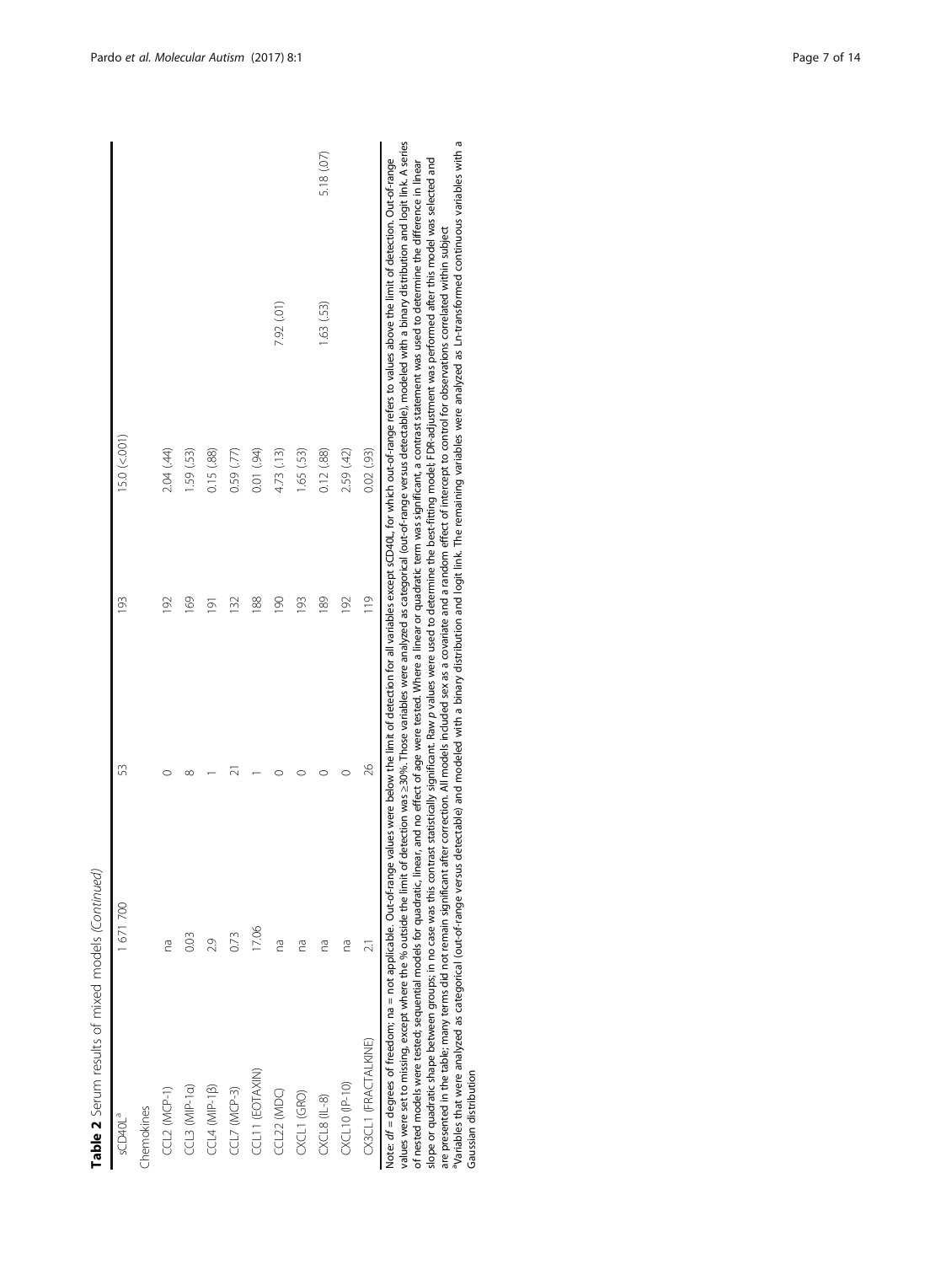**Table 2** Serum results of mixed models *(Continued)*

| | | | | | | |
|---|---|---|---|---|---|---|
| sCD40L[a] | 1 671 700 | 53 | 193 | 15.0 (<.001) | | |
| Chemokines | | | | | | |
| CCL2 (MCP-1) | na | 0 | 192 | 2.04 (.44) | | |
| CCL3 (MIP-1α) | 0.03 | 8 | 169 | 1.59 (.53) | | |
| CCL4 (MIP-1β) | 2.9 | 1 | 191 | 0.15 (.88) | | |
| CCL7 (MCP-3) | 0.73 | 21 | 132 | 0.59 (.77) | | |
| CCL11 (EOTAXIN) | 17.06 | 1 | 188 | 0.01 (.94) | | |
| CCL22 (MDC) | na | 0 | 190 | 4.73 (.13) | 7.92 (.01) | |
| CXCL1 (GRO) | na | 0 | 193 | 1.65 (.53) | | |
| CXCL8 (IL-8) | na | 0 | 189 | 0.12 (.88) | 1.63 (.53) | 5.18 (.07) |
| CXCL10 (IP-10) | na | 0 | 192 | 2.59 (.42) | | |
| CX3CL1 (FRACTALKINE) | 2.1 | 26 | 119 | 0.02 (.93) | | |

Note: *df* = degrees of freedom; na = not applicable. Out-of-range values were below the limit of detection for all variables except sCD40L, for which out-of-range refers to values above the limit of detection. Out-of-range values were set to missing, except where the % outside the limit of detection was ≥30%. Those variables were analyzed as categorical (out-of-range versus detectable), modeled with a binary distribution and logit link. A series of nested models were tested; sequential models for quadratic, linear, and no effect of age were tested. Where a linear or quadratic term was significant, a contrast statement was used to determine the difference in linear slope or quadratic shape between groups; in no case was this contrast statistically significant. Raw *p* values were used to determine the best-fitting model; FDR-adjustment was performed after this model was selected and are presented in the table; many terms did not remain significant after correction. All models included sex as a covariate and a random effect of intercept to control for observations correlated within subject

[a]Variables that were analyzed as categorical (out-of-range versus detectable) and modeled with a binary distribution and logit link. The remaining variables were analyzed as Ln-transformed continuous variables with a Gaussian distribution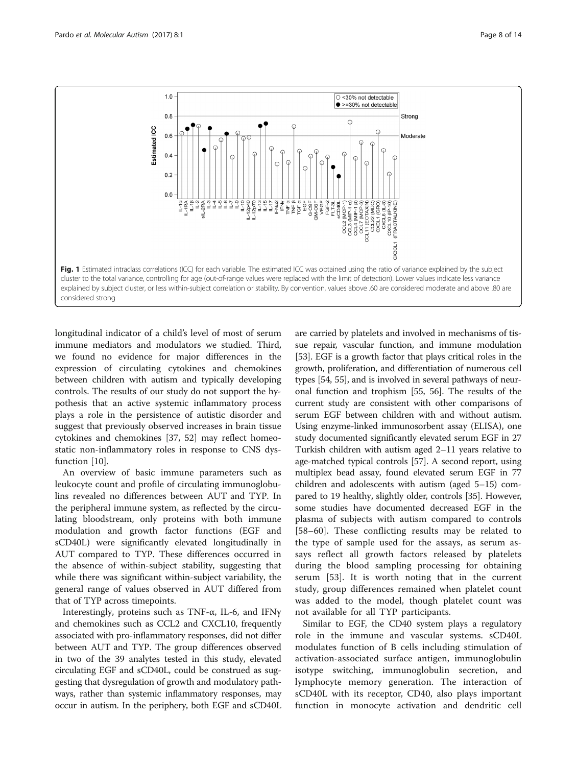Fig. 1 Estimated intraclass correlations (ICC) for each variable. The estimated ICC was obtained using the ratio of variance explained by the subject cluster to the total variance, controlling for age (out-of-range values were replaced with the limit of detection). Lower values indicate less variance explained by subject cluster, or less within-subject correlation or stability. By convention, values above .60 are considered moderate and above .80 are considered strong

longitudinal indicator of a child's level of most of serum immune mediators and modulators we studied. Third, we found no evidence for major differences in the expression of circulating cytokines and chemokines between children with autism and typically developing controls. The results of our study do not support the hypothesis that an active systemic inflammatory process plays a role in the persistence of autistic disorder and suggest that previously observed increases in brain tissue cytokines and chemokines [37, 52] may reflect homeostatic non-inflammatory roles in response to CNS dysfunction [10].

An overview of basic immune parameters such as leukocyte count and profile of circulating immunoglobulins revealed no differences between AUT and TYP. In the peripheral immune system, as reflected by the circulating bloodstream, only proteins with both immune modulation and growth factor functions (EGF and sCD40L) were significantly elevated longitudinally in AUT compared to TYP. These differences occurred in the absence of within-subject stability, suggesting that while there was significant within-subject variability, the general range of values observed in AUT differed from that of TYP across timepoints.

Interestingly, proteins such as TNF-α, IL-6, and IFNγ and chemokines such as CCL2 and CXCL10, frequently associated with pro-inflammatory responses, did not differ between AUT and TYP. The group differences observed in two of the 39 analytes tested in this study, elevated circulating EGF and sCD40L, could be construed as suggesting that dysregulation of growth and modulatory pathways, rather than systemic inflammatory responses, may occur in autism. In the periphery, both EGF and sCD40L are carried by platelets and involved in mechanisms of tissue repair, vascular function, and immune modulation [53]. EGF is a growth factor that plays critical roles in the growth, proliferation, and differentiation of numerous cell types [54, 55], and is involved in several pathways of neuronal function and trophism [55, 56]. The results of the current study are consistent with other comparisons of serum EGF between children with and without autism. Using enzyme-linked immunosorbent assay (ELISA), one study documented significantly elevated serum EGF in 27 Turkish children with autism aged 2–11 years relative to age-matched typical controls [57]. A second report, using multiplex bead assay, found elevated serum EGF in 77 children and adolescents with autism (aged 5–15) compared to 19 healthy, slightly older, controls [35]. However, some studies have documented decreased EGF in the plasma of subjects with autism compared to controls [58–60]. These conflicting results may be related to the type of sample used for the assays, as serum assays reflect all growth factors released by platelets during the blood sampling processing for obtaining serum [53]. It is worth noting that in the current study, group differences remained when platelet count was added to the model, though platelet count was not available for all TYP participants.

Similar to EGF, the CD40 system plays a regulatory role in the immune and vascular systems. sCD40L modulates function of B cells including stimulation of activation-associated surface antigen, immunoglobulin isotype switching, immunoglobulin secretion, and lymphocyte memory generation. The interaction of sCD40L with its receptor, CD40, also plays important function in monocyte activation and dendritic cell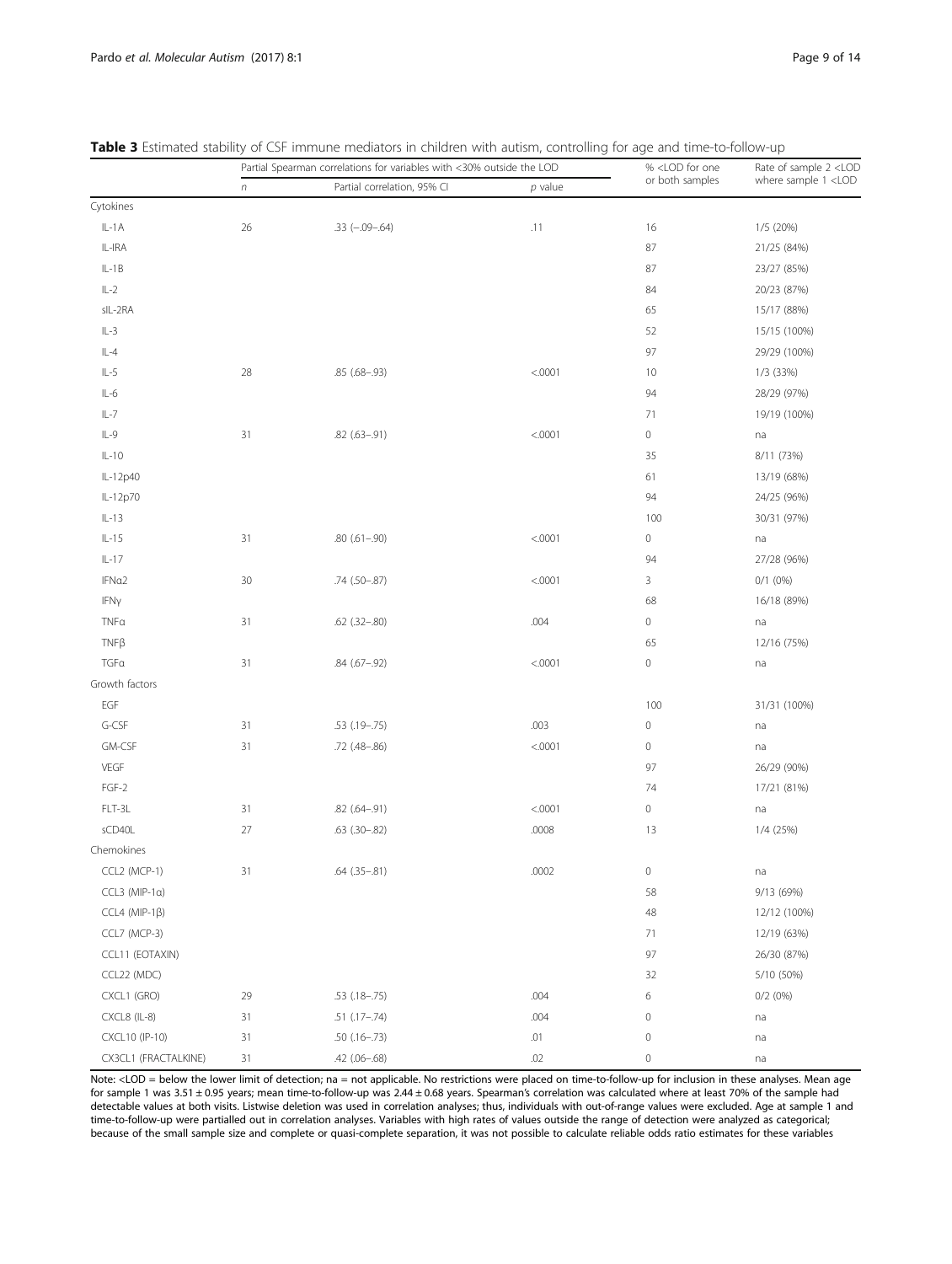**Table 3** Estimated stability of CSF immune mediators in children with autism, controlling for age and time-to-follow-up

| | Partial Spearman correlations for variables with <30% outside the LOD | | | % <LOD for one or both samples | Rate of sample 2 <LOD where sample 1 <LOD |
|---|---|---|---|---|---|
| | *n* | Partial correlation, 95% CI | *p* value | | |
| Cytokines | | | | | |
| IL-1A | 26 | .33 (−.09–.64) | .11 | 16 | 1/5 (20%) |
| IL-IRA | | | | 87 | 21/25 (84%) |
| IL-1B | | | | 87 | 23/27 (85%) |
| IL-2 | | | | 84 | 20/23 (87%) |
| sIL-2RA | | | | 65 | 15/17 (88%) |
| IL-3 | | | | 52 | 15/15 (100%) |
| IL-4 | | | | 97 | 29/29 (100%) |
| IL-5 | 28 | .85 (.68–.93) | <.0001 | 10 | 1/3 (33%) |
| IL-6 | | | | 94 | 28/29 (97%) |
| IL-7 | | | | 71 | 19/19 (100%) |
| IL-9 | 31 | .82 (.63–.91) | <.0001 | 0 | na |
| IL-10 | | | | 35 | 8/11 (73%) |
| IL-12p40 | | | | 61 | 13/19 (68%) |
| IL-12p70 | | | | 94 | 24/25 (96%) |
| IL-13 | | | | 100 | 30/31 (97%) |
| IL-15 | 31 | .80 (.61–.90) | <.0001 | 0 | na |
| IL-17 | | | | 94 | 27/28 (96%) |
| IFNα2 | 30 | .74 (.50–.87) | <.0001 | 3 | 0/1 (0%) |
| IFNγ | | | | 68 | 16/18 (89%) |
| TNFα | 31 | .62 (.32–.80) | .004 | 0 | na |
| TNFβ | | | | 65 | 12/16 (75%) |
| TGFα | 31 | .84 (.67–.92) | <.0001 | 0 | na |
| Growth factors | | | | | |
| EGF | | | | 100 | 31/31 (100%) |
| G-CSF | 31 | .53 (.19–.75) | .003 | 0 | na |
| GM-CSF | 31 | .72 (.48–.86) | <.0001 | 0 | na |
| VEGF | | | | 97 | 26/29 (90%) |
| FGF-2 | | | | 74 | 17/21 (81%) |
| FLT-3L | 31 | .82 (.64–.91) | <.0001 | 0 | na |
| sCD40L | 27 | .63 (.30–.82) | .0008 | 13 | 1/4 (25%) |
| Chemokines | | | | | |
| CCL2 (MCP-1) | 31 | .64 (.35–.81) | .0002 | 0 | na |
| CCL3 (MIP-1α) | | | | 58 | 9/13 (69%) |
| CCL4 (MIP-1β) | | | | 48 | 12/12 (100%) |
| CCL7 (MCP-3) | | | | 71 | 12/19 (63%) |
| CCL11 (EOTAXIN) | | | | 97 | 26/30 (87%) |
| CCL22 (MDC) | | | | 32 | 5/10 (50%) |
| CXCL1 (GRO) | 29 | .53 (.18–.75) | .004 | 6 | 0/2 (0%) |
| CXCL8 (IL-8) | 31 | .51 (.17–.74) | .004 | 0 | na |
| CXCL10 (IP-10) | 31 | .50 (.16–.73) | .01 | 0 | na |
| CX3CL1 (FRACTALKINE) | 31 | .42 (.06–.68) | .02 | 0 | na |

Note: <LOD = below the lower limit of detection; na = not applicable. No restrictions were placed on time-to-follow-up for inclusion in these analyses. Mean age for sample 1 was 3.51 ± 0.95 years; mean time-to-follow-up was 2.44 ± 0.68 years. Spearman's correlation was calculated where at least 70% of the sample had detectable values at both visits. Listwise deletion was used in correlation analyses; thus, individuals with out-of-range values were excluded. Age at sample 1 and time-to-follow-up were partialled out in correlation analyses. Variables with high rates of values outside the range of detection were analyzed as categorical; because of the small sample size and complete or quasi-complete separation, it was not possible to calculate reliable odds ratio estimates for these variables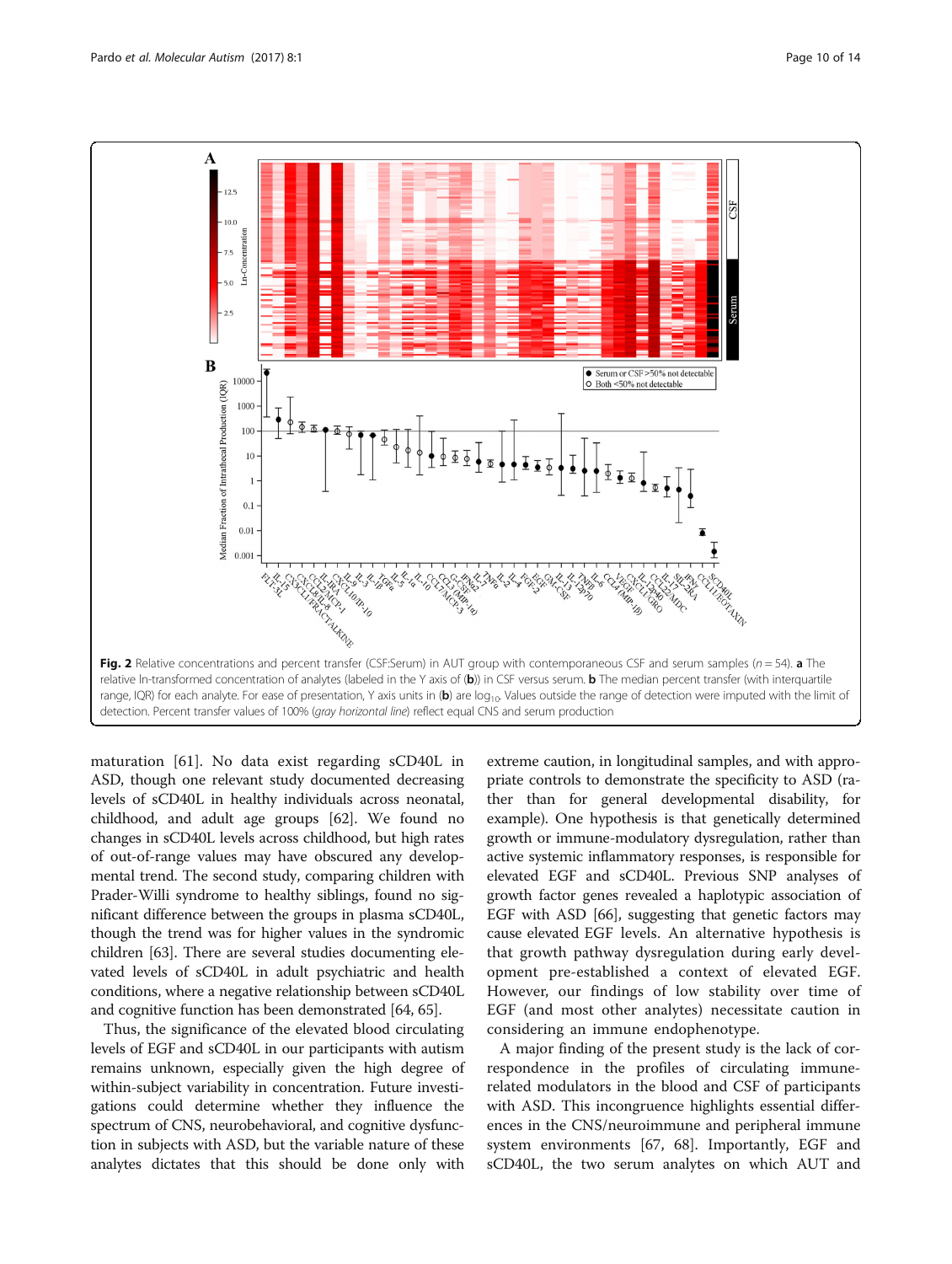**Fig. 2** Relative concentrations and percent transfer (CSF:Serum) in AUT group with contemporaneous CSF and serum samples ($n = 54$). **a** The relative ln-transformed concentration of analytes (labeled in the Y axis of (**b**)) in CSF versus serum. **b** The median percent transfer (with interquartile range, IQR) for each analyte. For ease of presentation, Y axis units in (**b**) are $\log_{10}$. Values outside the range of detection were imputed with the limit of detection. Percent transfer values of 100% (*gray horizontal line*) reflect equal CNS and serum production

maturation [61]. No data exist regarding sCD40L in ASD, though one relevant study documented decreasing levels of sCD40L in healthy individuals across neonatal, childhood, and adult age groups [62]. We found no changes in sCD40L levels across childhood, but high rates of out-of-range values may have obscured any developmental trend. The second study, comparing children with Prader-Willi syndrome to healthy siblings, found no significant difference between the groups in plasma sCD40L, though the trend was for higher values in the syndromic children [63]. There are several studies documenting elevated levels of sCD40L in adult psychiatric and health conditions, where a negative relationship between sCD40L and cognitive function has been demonstrated [64, 65].

Thus, the significance of the elevated blood circulating levels of EGF and sCD40L in our participants with autism remains unknown, especially given the high degree of within-subject variability in concentration. Future investigations could determine whether they influence the spectrum of CNS, neurobehavioral, and cognitive dysfunction in subjects with ASD, but the variable nature of these analytes dictates that this should be done only with extreme caution, in longitudinal samples, and with appropriate controls to demonstrate the specificity to ASD (rather than for general developmental disability, for example). One hypothesis is that genetically determined growth or immune-modulatory dysregulation, rather than active systemic inflammatory responses, is responsible for elevated EGF and sCD40L. Previous SNP analyses of growth factor genes revealed a haplotypic association of EGF with ASD [66], suggesting that genetic factors may cause elevated EGF levels. An alternative hypothesis is that growth pathway dysregulation during early development pre-established a context of elevated EGF. However, our findings of low stability over time of EGF (and most other analytes) necessitate caution in considering an immune endophenotype.

A major finding of the present study is the lack of correspondence in the profiles of circulating immune-related modulators in the blood and CSF of participants with ASD. This incongruence highlights essential differences in the CNS/neuroimmune and peripheral immune system environments [67, 68]. Importantly, EGF and sCD40L, the two serum analytes on which AUT and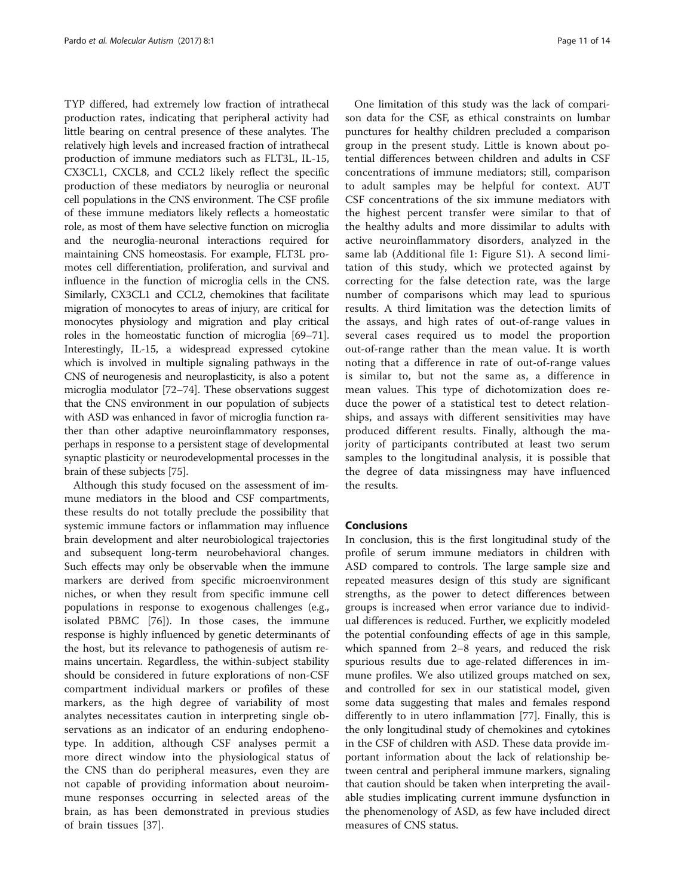TYP differed, had extremely low fraction of intrathecal production rates, indicating that peripheral activity had little bearing on central presence of these analytes. The relatively high levels and increased fraction of intrathecal production of immune mediators such as FLT3L, IL-15, CX3CL1, CXCL8, and CCL2 likely reflect the specific production of these mediators by neuroglia or neuronal cell populations in the CNS environment. The CSF profile of these immune mediators likely reflects a homeostatic role, as most of them have selective function on microglia and the neuroglia-neuronal interactions required for maintaining CNS homeostasis. For example, FLT3L promotes cell differentiation, proliferation, and survival and influence in the function of microglia cells in the CNS. Similarly, CX3CL1 and CCL2, chemokines that facilitate migration of monocytes to areas of injury, are critical for monocytes physiology and migration and play critical roles in the homeostatic function of microglia [69–71]. Interestingly, IL-15, a widespread expressed cytokine which is involved in multiple signaling pathways in the CNS of neurogenesis and neuroplasticity, is also a potent microglia modulator [72–74]. These observations suggest that the CNS environment in our population of subjects with ASD was enhanced in favor of microglia function rather than other adaptive neuroinflammatory responses, perhaps in response to a persistent stage of developmental synaptic plasticity or neurodevelopmental processes in the brain of these subjects [75].

Although this study focused on the assessment of immune mediators in the blood and CSF compartments, these results do not totally preclude the possibility that systemic immune factors or inflammation may influence brain development and alter neurobiological trajectories and subsequent long-term neurobehavioral changes. Such effects may only be observable when the immune markers are derived from specific microenvironment niches, or when they result from specific immune cell populations in response to exogenous challenges (e.g., isolated PBMC [76]). In those cases, the immune response is highly influenced by genetic determinants of the host, but its relevance to pathogenesis of autism remains uncertain. Regardless, the within-subject stability should be considered in future explorations of non-CSF compartment individual markers or profiles of these markers, as the high degree of variability of most analytes necessitates caution in interpreting single observations as an indicator of an enduring endophenotype. In addition, although CSF analyses permit a more direct window into the physiological status of the CNS than do peripheral measures, even they are not capable of providing information about neuroimmune responses occurring in selected areas of the brain, as has been demonstrated in previous studies of brain tissues [37].

One limitation of this study was the lack of comparison data for the CSF, as ethical constraints on lumbar punctures for healthy children precluded a comparison group in the present study. Little is known about potential differences between children and adults in CSF concentrations of immune mediators; still, comparison to adult samples may be helpful for context. AUT CSF concentrations of the six immune mediators with the highest percent transfer were similar to that of the healthy adults and more dissimilar to adults with active neuroinflammatory disorders, analyzed in the same lab (Additional file 1: Figure S1). A second limitation of this study, which we protected against by correcting for the false detection rate, was the large number of comparisons which may lead to spurious results. A third limitation was the detection limits of the assays, and high rates of out-of-range values in several cases required us to model the proportion out-of-range rather than the mean value. It is worth noting that a difference in rate of out-of-range values is similar to, but not the same as, a difference in mean values. This type of dichotomization does reduce the power of a statistical test to detect relationships, and assays with different sensitivities may have produced different results. Finally, although the majority of participants contributed at least two serum samples to the longitudinal analysis, it is possible that the degree of data missingness may have influenced the results.

## Conclusions

In conclusion, this is the first longitudinal study of the profile of serum immune mediators in children with ASD compared to controls. The large sample size and repeated measures design of this study are significant strengths, as the power to detect differences between groups is increased when error variance due to individual differences is reduced. Further, we explicitly modeled the potential confounding effects of age in this sample, which spanned from 2–8 years, and reduced the risk spurious results due to age-related differences in immune profiles. We also utilized groups matched on sex, and controlled for sex in our statistical model, given some data suggesting that males and females respond differently to in utero inflammation [77]. Finally, this is the only longitudinal study of chemokines and cytokines in the CSF of children with ASD. These data provide important information about the lack of relationship between central and peripheral immune markers, signaling that caution should be taken when interpreting the available studies implicating current immune dysfunction in the phenomenology of ASD, as few have included direct measures of CNS status.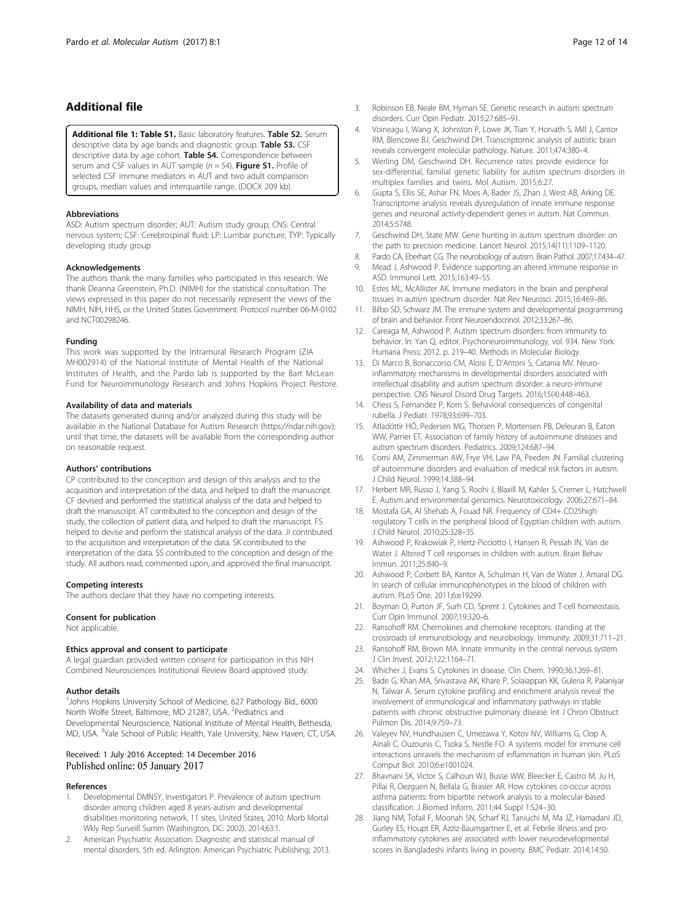## Additional file

**Additional file 1: Table S1.** Basic laboratory features. **Table S2.** Serum descriptive data by age bands and diagnostic group. **Table S3.** CSF descriptive data by age cohort. **Table S4.** Correspondence between serum and CSF values in AUT sample ($n = 54$). **Figure S1.** Profile of selected CSF immune mediators in AUT and two adult comparison groups, median values and interquartile range. (DOCX 209 kb)

#### Abbreviations

ASD: Autism spectrum disorder; AUT: Autism study group; CNS: Central nervous system; CSF: Cerebrospinal fluid; LP: Lumbar puncture; TYP: Typically developing study group

#### Acknowledgements

The authors thank the many families who participated in this research. We thank Deanna Greenstein, Ph.D. (NIMH) for the statistical consultation. The views expressed in this paper do not necessarily represent the views of the NIMH, NIH, HHS, or the United States Government. Protocol number 06-M-0102 and NCT00298246.

#### Funding

This work was supported by the Intramural Research Program (ZIA MH002914) of the National Institute of Mental Health of the National Institutes of Health, and the Pardo lab is supported by the Bart McLean Fund for Neuroimmunology Research and Johns Hopkins Project Restore.

#### Availability of data and materials

The datasets generated during and/or analyzed during this study will be available in the National Database for Autism Research (https://ndar.nih.gov); until that time, the datasets will be available from the corresponding author on reasonable request.

#### Authors' contributions

CP contributed to the conception and design of this analysis and to the acquisition and interpretation of the data, and helped to draft the manuscript. CF devised and performed the statistical analysis of the data and helped to draft the manuscript. AT contributed to the conception and design of the study, the collection of patient data, and helped to draft the manuscript. FS helped to devise and perform the statistical analysis of the data. JI contributed to the acquisition and interpretation of the data. SK contributed to the interpretation of the data. SS contributed to the conception and design of the study. All authors read, commented upon, and approved the final manuscript.

#### Competing interests

The authors declare that they have no competing interests.

#### Consent for publication

Not applicable.

#### Ethics approval and consent to participate

A legal guardian provided written consent for participation in this NIH Combined Neurosciences Institutional Review Board-approved study.

#### Author details

[1]Johns Hopkins University School of Medicine, 627 Pathology Bld., 6000 North Wolfe Street, Baltimore, MD 21287, USA. [2]Pediatrics and Developmental Neuroscience, National Institute of Mental Health, Bethesda, MD, USA. [3]Yale School of Public Health, Yale University, New Haven, CT, USA.

Received: 1 July 2016 Accepted: 14 December 2016
Published online: 05 January 2017

#### References

1. Developmental DMNSY, Investigators P. Prevalence of autism spectrum disorder among children aged 8 years-autism and developmental disabilities monitoring network, 11 sites, United States, 2010. Morb Mortal Wkly Rep Surveill Summ (Washington, DC: 2002). 2014;63:1.
2. American Psychiatric Association. Diagnostic and statistical manual of mental disorders. 5th ed. Arlington: American Psychiatric Publishing; 2013.
3. Robinson EB, Neale BM, Hyman SE. Genetic research in autism spectrum disorders. Curr Opin Pediatr. 2015;27:685–91.
4. Voineagu I, Wang X, Johnston P, Lowe JK, Tian Y, Horvath S, Mill J, Cantor RM, Blencowe BJ, Geschwind DH. Transcriptomic analysis of autistic brain reveals convergent molecular pathology. Nature. 2011;474:380–4.
5. Werling DM, Geschwind DH. Recurrence rates provide evidence for sex-differential, familial genetic liability for autism spectrum disorders in multiplex families and twins. Mol Autism. 2015;6:27.
6. Gupta S, Ellis SE, Ashar FN, Moes A, Bader JS, Zhan J, West AB, Arking DE. Transcriptome analysis reveals dysregulation of innate immune response genes and neuronal activity-dependent genes in autism. Nat Commun. 2014;5:5748.
7. Geschwind DH, State MW. Gene hunting in autism spectrum disorder: on the path to precision medicine. Lancet Neurol. 2015;14(11):1109–1120.
8. Pardo CA, Eberhart CG. The neurobiology of autism. Brain Pathol. 2007;17:434–47.
9. Mead J, Ashwood P. Evidence supporting an altered immune response in ASD. Immunol Lett. 2015;163:49–55.
10. Estes ML, McAllister AK. Immune mediators in the brain and peripheral tissues in autism spectrum disorder. Nat Rev Neurosci. 2015;16:469–86.
11. Bilbo SD, Schwarz JM. The immune system and developmental programming of brain and behavior. Front Neuroendocrinol. 2012;33:267–86.
12. Careaga M, Ashwood P. Autism spectrum disorders: from immunity to behavior. In: Yan Q, editor. Psychoneuroimmunology, vol. 934. New York: Humana Press; 2012. p. 219–40. Methods in Molecular Biology.
13. Di Marco B, Bonaccorso CM, Aloisi E, D'Antoni S, Catania MV. Neuro-inflammatory mechanisms in developmental disorders associated with intellectual disability and autism spectrum disorder: a neuro-immune perspective. CNS Neurol Disord Drug Targets. 2016;15(4):448–463.
14. Chess S, Fernandez P, Korn S. Behavioral consequences of congenital rubella. J Pediatr. 1978;93:699–703.
15. Atladóttir HÓ, Pedersen MG, Thorsen P, Mortensen PB, Deleuran B, Eaton WW, Parner ET. Association of family history of autoimmune diseases and autism spectrum disorders. Pediatrics. 2009;124:687–94.
16. Comi AM, Zimmerman AW, Frye VH, Law PA, Peeden JN. Familial clustering of autoimmune disorders and evaluation of medical risk factors in autism. J Child Neurol. 1999;14:388–94.
17. Herbert MR, Russo J, Yang S, Roohi J, Blaxill M, Kahler S, Cremer L, Hatchwell E. Autism and environmental genomics. Neurotoxicology. 2006;27:671–84.
18. Mostafa GA, Al Shehab A, Fouad NR. Frequency of CD4+ CD25high regulatory T cells in the peripheral blood of Egyptian children with autism. J Child Neurol. 2010;25:328–35.
19. Ashwood P, Krakowiak P, Hertz-Picciotto I, Hansen R, Pessah IN, Van de Water J. Altered T cell responses in children with autism. Brain Behav Immun. 2011;25:840–9.
20. Ashwood P, Corbett BA, Kantor A, Schulman H, Van de Water J, Amaral DG. In search of cellular immunophenotypes in the blood of children with autism. PLoS One. 2011;6:e19299.
21. Boyman O, Purton JF, Surh CD, Sprent J. Cytokines and T-cell homeostasis. Curr Opin Immunol. 2007;19:320–6.
22. Ransohoff RM. Chemokines and chemokine receptors: standing at the crossroads of immunobiology and neurobiology. Immunity. 2009;31:711–21.
23. Ransohoff RM, Brown MA. Innate immunity in the central nervous system. J Clin Invest. 2012;122:1164–71.
24. Whicher J, Evans S. Cytokines in disease. Clin Chem. 1990;36:1269–81.
25. Bade G, Khan MA, Srivastava AK, Khare P, Solaiappan KK, Guleria R, Palaniyar N, Talwar A. Serum cytokine profiling and enrichment analysis reveal the involvement of immunological and inflammatory pathways in stable patients with chronic obstructive pulmonary disease. Int J Chron Obstruct Pulmon Dis. 2014;9:759–73.
26. Valeyev NV, Hundhausen C, Umezawa Y, Kotov NV, Williams G, Clop A, Ainali C, Ouzounis C, Tsoka S, Nestle FO. A systems model for immune cell interactions unravels the mechanism of inflammation in human skin. PLoS Comput Biol. 2010;6:e1001024.
27. Bhavnani SK, Victor S, Calhoun WJ, Busse WW, Bleecker E, Castro M, Ju H, Pillai R, Oezguen N, Bellala G, Brasier AR. How cytokines co-occur across asthma patients: from bipartite network analysis to a molecular-based classification. J Biomed Inform. 2011;44 Suppl 1:S24–30.
28. Jiang NM, Tofail F, Moonah SN, Scharf RJ, Taniuchi M, Ma JZ, Hamadani JD, Gurley ES, Houpt ER, Azziz-Baumgartner E, et al. Febrile illness and pro-inflammatory cytokines are associated with lower neurodevelopmental scores in Bangladeshi infants living in poverty. BMC Pediatr. 2014;14:50.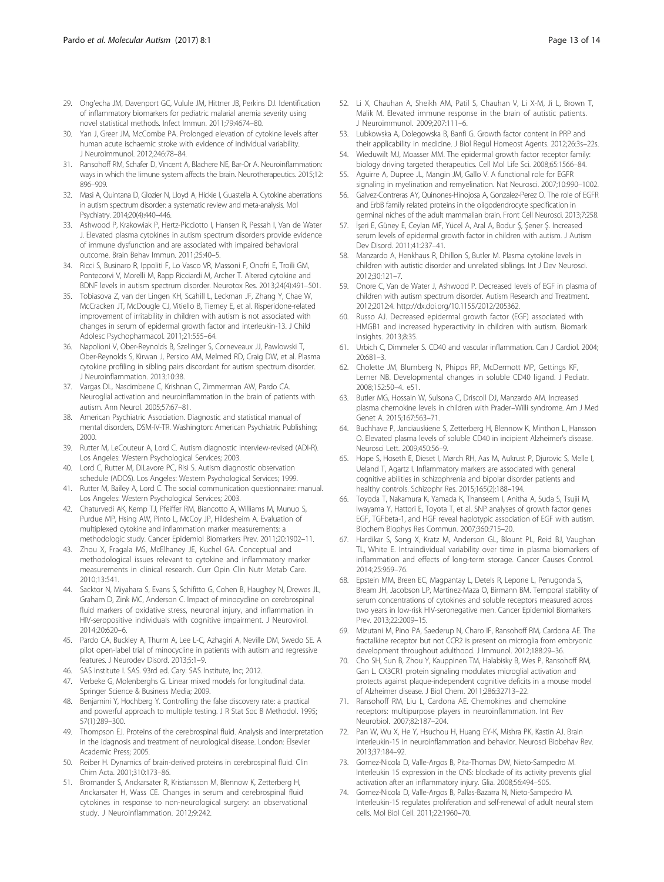29. Ong'echa JM, Davenport GC, Vulule JM, Hittner JB, Perkins DJ. Identification of inflammatory biomarkers for pediatric malarial anemia severity using novel statistical methods. Infect Immun. 2011;79:4674–80.
30. Yan J, Greer JM, McCombe PA. Prolonged elevation of cytokine levels after human acute ischaemic stroke with evidence of individual variability. J Neuroimmunol. 2012;246:78–84.
31. Ransohoff RM, Schafer D, Vincent A, Blachere NE, Bar-Or A. Neuroinflammation: ways in which the Iimune system affects the brain. Neurotherapeutics. 2015;12: 896–909.
32. Masi A, Quintana D, Glozier N, Lloyd A, Hickie I, Guastella A. Cytokine aberrations in autism spectrum disorder: a systematic review and meta-analysis. Mol Psychiatry. 2014;20(4):440–446.
33. Ashwood P, Krakowiak P, Hertz-Picciotto I, Hansen R, Pessah I, Van de Water J. Elevated plasma cytokines in autism spectrum disorders provide evidence of immune dysfunction and are associated with impaired behavioral outcome. Brain Behav Immun. 2011;25:40–5.
34. Ricci S, Businaro R, Ippoliti F, Lo Vasco VR, Massoni F, Onofri E, Troili GM, Pontecorvi V, Morelli M, Rapp Ricciardi M, Archer T. Altered cytokine and BDNF levels in autism spectrum disorder. Neurotox Res. 2013;24(4):491–501.
35. Tobiasova Z, van der Lingen KH, Scahill L, Leckman JF, Zhang Y, Chae W, McCracken JT, McDougle CJ, Vitiello B, Tierney E, et al. Risperidone-related improvement of irritability in children with autism is not associated with changes in serum of epidermal growth factor and interleukin-13. J Child Adolesc Psychopharmacol. 2011;21:555–64.
36. Napolioni V, Ober-Reynolds B, Szelinger S, Corneveaux JJ, Pawlowski T, Ober-Reynolds S, Kirwan J, Persico AM, Melmed RD, Craig DW, et al. Plasma cytokine profiling in sibling pairs discordant for autism spectrum disorder. J Neuroinflammation. 2013;10:38.
37. Vargas DL, Nascimbene C, Krishnan C, Zimmerman AW, Pardo CA. Neuroglial activation and neuroinflammation in the brain of patients with autism. Ann Neurol. 2005;57:67–81.
38. American Psychiatric Association. Diagnostic and statistical manual of mental disorders, DSM-IV-TR. Washington: American Psychiatric Publishing; 2000.
39. Rutter M, LeCouteur A, Lord C. Autism diagnostic interview-revised (ADI-R). Los Angeles: Western Psychological Services; 2003.
40. Lord C, Rutter M, DiLavore PC, Risi S. Autism diagnostic observation schedule (ADOS). Los Angeles: Western Psychological Services; 1999.
41. Rutter M, Bailey A, Lord C. The social communication questionnaire: manual. Los Angeles: Western Psychological Services; 2003.
42. Chaturvedi AK, Kemp TJ, Pfeiffer RM, Biancotto A, Williams M, Munuo S, Purdue MP, Hsing AW, Pinto L, McCoy JP, Hildesheim A. Evaluation of multiplexed cytokine and inflammation marker measurements: a methodologic study. Cancer Epidemiol Biomarkers Prev. 2011;20:1902–11.
43. Zhou X, Fragala MS, McElhaney JE, Kuchel GA. Conceptual and methodological issues relevant to cytokine and inflammatory marker measurements in clinical research. Curr Opin Clin Nutr Metab Care. 2010;13:541.
44. Sacktor N, Miyahara S, Evans S, Schifitto G, Cohen B, Haughey N, Drewes JL, Graham D, Zink MC, Anderson C. Impact of minocycline on cerebrospinal fluid markers of oxidative stress, neuronal injury, and inflammation in HIV-seropositive individuals with cognitive impairment. J Neurovirol. 2014;20:620–6.
45. Pardo CA, Buckley A, Thurm A, Lee L-C, Azhagiri A, Neville DM, Swedo SE. A pilot open-label trial of minocycline in patients with autism and regressive features. J Neurodev Disord. 2013;5:1–9.
46. SAS Institute I. SAS. 93rd ed. Cary: SAS Institute, Inc; 2012.
47. Verbeke G, Molenberghs G. Linear mixed models for longitudinal data. Springer Science & Business Media; 2009.
48. Benjamini Y, Hochberg Y. Controlling the false discovery rate: a practical and powerful approach to multiple testing. J R Stat Soc B Methodol. 1995; 57(1):289–300.
49. Thompson EJ. Proteins of the cerebrospinal fluid. Analysis and interpretation in the idagnosis and treatment of neurological disease. London: Elsevier Academic Press; 2005.
50. Reiber H. Dynamics of brain-derived proteins in cerebrospinal fluid. Clin Chim Acta. 2001;310:173–86.
51. Bromander S, Anckarsater R, Kristiansson M, Blennow K, Zetterberg H, Anckarsater H, Wass CE. Changes in serum and cerebrospinal fluid cytokines in response to non-neurological surgery: an observational study. J Neuroinflammation. 2012;9:242.
52. Li X, Chauhan A, Sheikh AM, Patil S, Chauhan V, Li X-M, Ji L, Brown T, Malik M. Elevated immune response in the brain of autistic patients. J Neuroimmunol. 2009;207:111–6.
53. Lubkowska A, Dolegowska B, Banfi G. Growth factor content in PRP and their applicability in medicine. J Biol Regul Homeost Agents. 2012;26:3s–22s.
54. Wieduwilt MJ, Moasser MM. The epidermal growth factor receptor family: biology driving targeted therapeutics. Cell Mol Life Sci. 2008;65:1566–84.
55. Aguirre A, Dupree JL, Mangin JM, Gallo V. A functional role for EGFR signaling in myelination and remyelination. Nat Neurosci. 2007;10:990–1002.
56. Galvez-Contreras AY, Quinones-Hinojosa A, Gonzalez-Perez O. The role of EGFR and ErbB family related proteins in the oligodendrocyte specification in germinal niches of the adult mammalian brain. Front Cell Neurosci. 2013;7:258.
57. İşeri E, Güney E, Ceylan MF, Yücel A, Aral A, Bodur Ş, Şener Ş. Increased serum levels of epidermal growth factor in children with autism. J Autism Dev Disord. 2011;41:237–41.
58. Manzardo A, Henkhaus R, Dhillon S, Butler M. Plasma cytokine levels in children with autistic disorder and unrelated siblings. Int J Dev Neurosci. 2012;30:121–7.
59. Onore C, Van de Water J, Ashwood P. Decreased levels of EGF in plasma of children with autism spectrum disorder. Autism Research and Treatment. 2012;2012:4. http://dx.doi.org/10.1155/2012/205362.
60. Russo AJ. Decreased epidermal growth factor (EGF) associated with HMGB1 and increased hyperactivity in children with autism. Biomark Insights. 2013;8:35.
61. Urbich C, Dimmeler S. CD40 and vascular inflammation. Can J Cardiol. 2004; 20:681–3.
62. Cholette JM, Blumberg N, Phipps RP, McDermott MP, Gettings KF, Lerner NB. Developmental changes in soluble CD40 ligand. J Pediatr. 2008;152:50–4. e51.
63. Butler MG, Hossain W, Sulsona C, Driscoll DJ, Manzardo AM. Increased plasma chemokine levels in children with Prader–Willi syndrome. Am J Med Genet A. 2015;167:563–71.
64. Buchhave P, Janciauskiene S, Zetterberg H, Blennow K, Minthon L, Hansson O. Elevated plasma levels of soluble CD40 in incipient Alzheimer's disease. Neurosci Lett. 2009;450:56–9.
65. Hope S, Hoseth E, Dieset I, Mørch RH, Aas M, Aukrust P, Djurovic S, Melle I, Ueland T, Agartz I. Inflammatory markers are associated with general cognitive abilities in schizophrenia and bipolar disorder patients and healthy controls. Schizophr Res. 2015;165(2):188–194.
66. Toyoda T, Nakamura K, Yamada K, Thanseem I, Anitha A, Suda S, Tsujii M, Iwayama Y, Hattori E, Toyota T, et al. SNP analyses of growth factor genes EGF, TGFbeta-1, and HGF reveal haplotypic association of EGF with autism. Biochem Biophys Res Commun. 2007;360:715–20.
67. Hardikar S, Song X, Kratz M, Anderson GL, Blount PL, Reid BJ, Vaughan TL, White E. Intraindividual variability over time in plasma biomarkers of inflammation and effects of long-term storage. Cancer Causes Control. 2014;25:969–76.
68. Epstein MM, Breen EC, Magpantay L, Detels R, Lepone L, Penugonda S, Bream JH, Jacobson LP, Martinez-Maza O, Birmann BM. Temporal stability of serum concentrations of cytokines and soluble receptors measured across two years in low-risk HIV-seronegative men. Cancer Epidemiol Biomarkers Prev. 2013;22:2009–15.
69. Mizutani M, Pino PA, Saederup N, Charo IF, Ransohoff RM, Cardona AE. The fractalkine receptor but not CCR2 is present on microglia from embryonic development throughout adulthood. J Immunol. 2012;188:29–36.
70. Cho SH, Sun B, Zhou Y, Kauppinen TM, Halabisky B, Wes P, Ransohoff RM, Gan L. CX3CR1 protein signaling modulates microglial activation and protects against plaque-independent cognitive deficits in a mouse model of Alzheimer disease. J Biol Chem. 2011;286:32713–22.
71. Ransohoff RM, Liu L, Cardona AE. Chemokines and chemokine receptors: multipurpose players in neuroinflammation. Int Rev Neurobiol. 2007;82:187–204.
72. Pan W, Wu X, He Y, Hsuchou H, Huang EY-K, Mishra PK, Kastin AJ. Brain interleukin-15 in neuroinflammation and behavior. Neurosci Biobehav Rev. 2013;37:184–92.
73. Gomez-Nicola D, Valle-Argos B, Pita-Thomas DW, Nieto-Sampedro M. Interleukin 15 expression in the CNS: blockade of its activity prevents glial activation after an inflammatory injury. Glia. 2008;56:494–505.
74. Gomez-Nicola D, Valle-Argos B, Pallas-Bazarra N, Nieto-Sampedro M. Interleukin-15 regulates proliferation and self-renewal of adult neural stem cells. Mol Biol Cell. 2011;22:1960–70.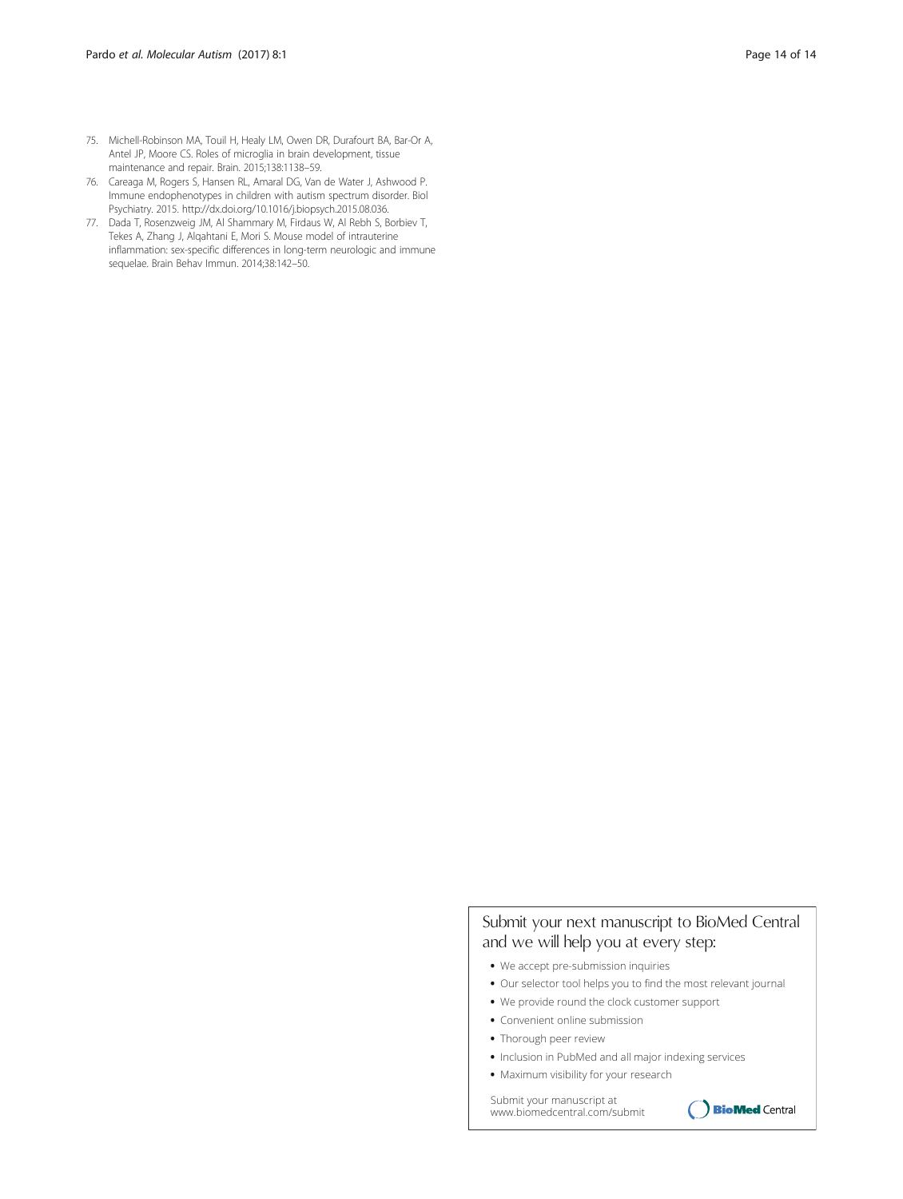75. Michell-Robinson MA, Touil H, Healy LM, Owen DR, Durafourt BA, Bar-Or A, Antel JP, Moore CS. Roles of microglia in brain development, tissue maintenance and repair. Brain. 2015;138:1138–59.
76. Careaga M, Rogers S, Hansen RL, Amaral DG, Van de Water J, Ashwood P. Immune endophenotypes in children with autism spectrum disorder. Biol Psychiatry. 2015. http://dx.doi.org/10.1016/j.biopsych.2015.08.036.
77. Dada T, Rosenzweig JM, Al Shammary M, Firdaus W, Al Rebh S, Borbiev T, Tekes A, Zhang J, Alqahtani E, Mori S. Mouse model of intrauterine inflammation: sex-specific differences in long-term neurologic and immune sequelae. Brain Behav Immun. 2014;38:142–50.

Submit your next manuscript to BioMed Central and we will help you at every step:

- We accept pre-submission inquiries
- Our selector tool helps you to find the most relevant journal
- We provide round the clock customer support
- Convenient online submission
- Thorough peer review
- Inclusion in PubMed and all major indexing services
- Maximum visibility for your research

Submit your manuscript at
www.biomedcentral.com/submit

BioMed Central